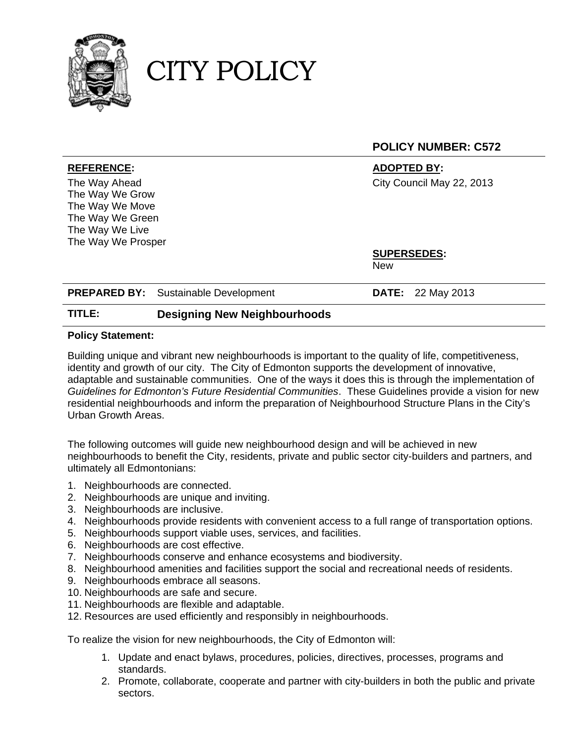# CITY POLICY

**POLICY NUMBER: C572**

| **REFERENCE:** | **ADOPTED BY:** |
|---|---|
| The Way Ahead<br>The Way We Grow<br>The Way We Move<br>The Way We Green<br>The Way We Live<br>The Way We Prosper | City Council May 22, 2013<br><br>**SUPERSEDES:**<br>New |

**PREPARED BY:** Sustainable Development **DATE:** 22 May 2013

**TITLE:** **Designing New Neighbourhoods**

**Policy Statement:**

Building unique and vibrant new neighbourhoods is important to the quality of life, competitiveness, identity and growth of our city. The City of Edmonton supports the development of innovative, adaptable and sustainable communities. One of the ways it does this is through the implementation of *Guidelines for Edmonton's Future Residential Communities*. These Guidelines provide a vision for new residential neighbourhoods and inform the preparation of Neighbourhood Structure Plans in the City's Urban Growth Areas.

The following outcomes will guide new neighbourhood design and will be achieved in new neighbourhoods to benefit the City, residents, private and public sector city-builders and partners, and ultimately all Edmontonians:

1. Neighbourhoods are connected.
2. Neighbourhoods are unique and inviting.
3. Neighbourhoods are inclusive.
4. Neighbourhoods provide residents with convenient access to a full range of transportation options.
5. Neighbourhoods support viable uses, services, and facilities.
6. Neighbourhoods are cost effective.
7. Neighbourhoods conserve and enhance ecosystems and biodiversity.
8. Neighbourhood amenities and facilities support the social and recreational needs of residents.
9. Neighbourhoods embrace all seasons.
10. Neighbourhoods are safe and secure.
11. Neighbourhoods are flexible and adaptable.
12. Resources are used efficiently and responsibly in neighbourhoods.

To realize the vision for new neighbourhoods, the City of Edmonton will:

1. Update and enact bylaws, procedures, policies, directives, processes, programs and standards.
2. Promote, collaborate, cooperate and partner with city-builders in both the public and private sectors.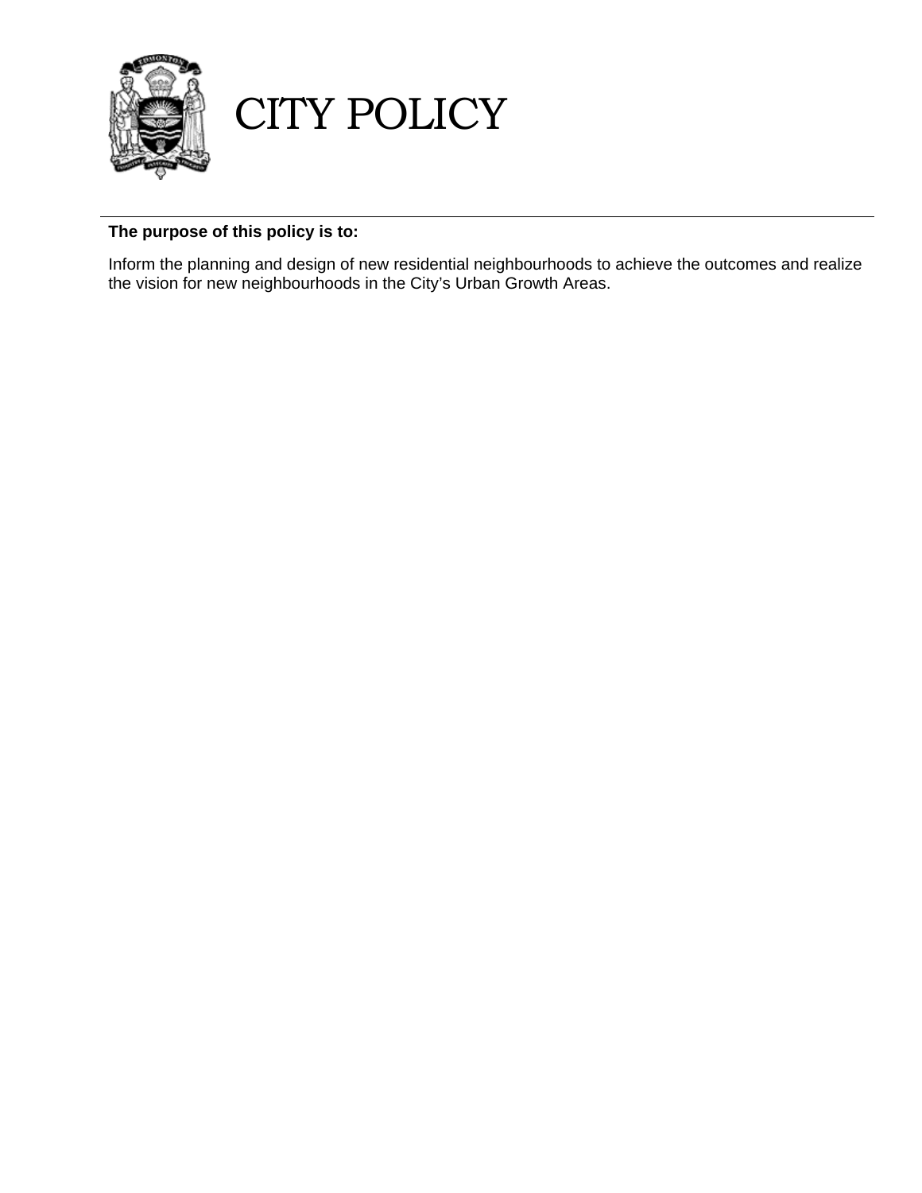# CITY POLICY

**The purpose of this policy is to:**

Inform the planning and design of new residential neighbourhoods to achieve the outcomes and realize the vision for new neighbourhoods in the City's Urban Growth Areas.